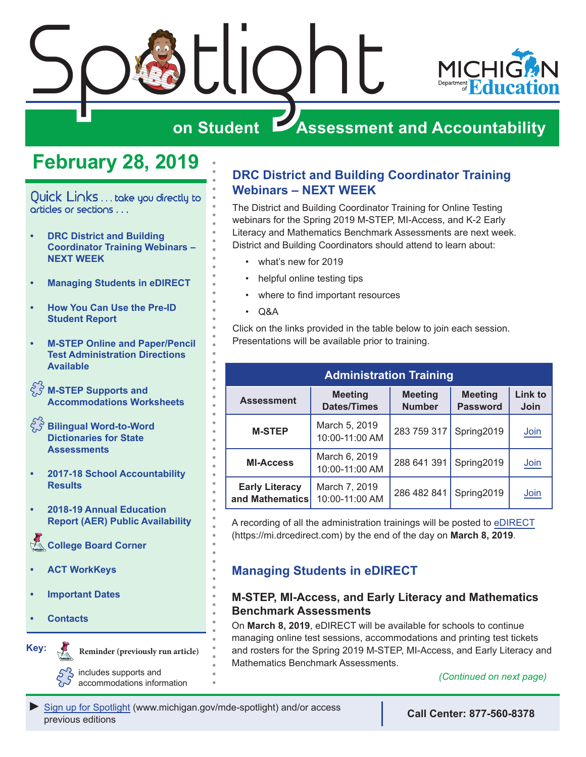# Spotlight on Student Assessment and Accountability

## February 28, 2019

Quick Links . . . take you directly to articles or sections . . .

- DRC District and Building Coordinator Training Webinars – NEXT WEEK
- Managing Students in eDIRECT
- How You Can Use the Pre-ID Student Report
- M-STEP Online and Paper/Pencil Test Administration Directions Available
- M-STEP Supports and Accommodations Worksheets
- Bilingual Word-to-Word Dictionaries for State Assessments
- 2017-18 School Accountability Results
- 2018-19 Annual Education Report (AER) Public Availability
- College Board Corner
- ACT WorkKeys
- Important Dates
- Contacts

Key: Reminder (previously run article); includes supports and accommodations information

## DRC District and Building Coordinator Training Webinars – NEXT WEEK

The District and Building Coordinator Training for Online Testing webinars for the Spring 2019 M-STEP, MI-Access, and K-2 Early Literacy and Mathematics Benchmark Assessments are next week. District and Building Coordinators should attend to learn about:

- what's new for 2019
- helpful online testing tips
- where to find important resources
- Q&A

Click on the links provided in the table below to join each session. Presentations will be available prior to training.

| Administration Training | | | | |
|---|---|---|---|---|
| Assessment | Meeting Dates/Times | Meeting Number | Meeting Password | Link to Join |
| M-STEP | March 5, 2019 10:00-11:00 AM | 283 759 317 | Spring2019 | Join |
| MI-Access | March 6, 2019 10:00-11:00 AM | 288 641 391 | Spring2019 | Join |
| Early Literacy and Mathematics | March 7, 2019 10:00-11:00 AM | 286 482 841 | Spring2019 | Join |

A recording of all the administration trainings will be posted to eDIRECT (https://mi.drcedirect.com) by the end of the day on **March 8, 2019**.

## Managing Students in eDIRECT

### M-STEP, MI-Access, and Early Literacy and Mathematics Benchmark Assessments

On **March 8, 2019**, eDIRECT will be available for schools to continue managing online test sessions, accommodations and printing test tickets and rosters for the Spring 2019 M-STEP, MI-Access, and Early Literacy and Mathematics Benchmark Assessments.

*(Continued on next page)*

Sign up for Spotlight (www.michigan.gov/mde-spotlight) and/or access previous editions

Call Center: 877-560-8378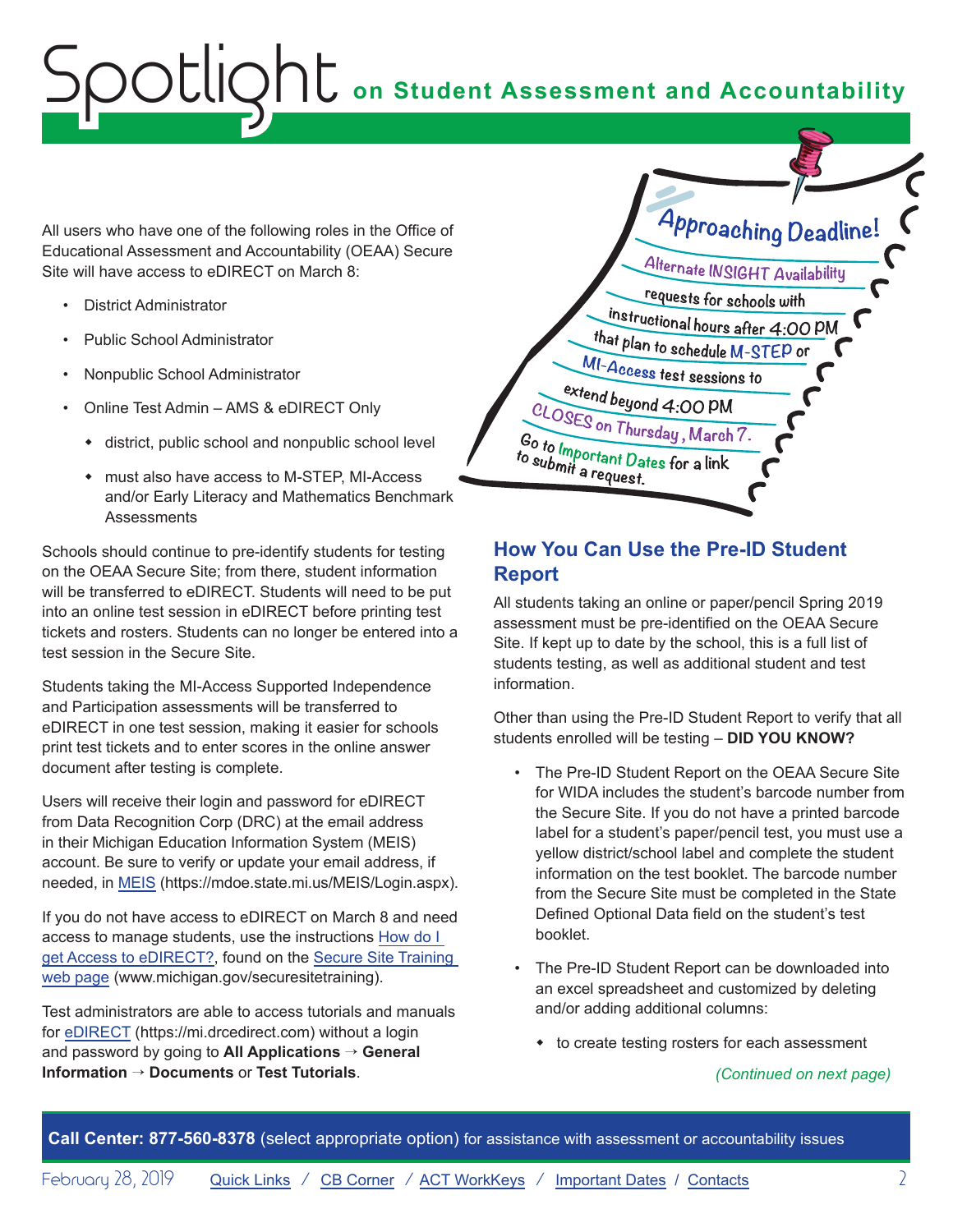All users who have one of the following roles in the Office of Educational Assessment and Accountability (OEAA) Secure Site will have access to eDIRECT on March 8:

- District Administrator
- Public School Administrator
- Nonpublic School Administrator
- Online Test Admin – AMS & eDIRECT Only
    - district, public school and nonpublic school level
    - must also have access to M-STEP, MI-Access and/or Early Literacy and Mathematics Benchmark Assessments

Schools should continue to pre-identify students for testing on the OEAA Secure Site; from there, student information will be transferred to eDIRECT. Students will need to be put into an online test session in eDIRECT before printing test tickets and rosters. Students can no longer be entered into a test session in the Secure Site.

Students taking the MI-Access Supported Independence and Participation assessments will be transferred to eDIRECT in one test session, making it easier for schools print test tickets and to enter scores in the online answer document after testing is complete.

Users will receive their login and password for eDIRECT from Data Recognition Corp (DRC) at the email address in their Michigan Education Information System (MEIS) account. Be sure to verify or update your email address, if needed, in MEIS (https://mdoe.state.mi.us/MEIS/Login.aspx).

If you do not have access to eDIRECT on March 8 and need access to manage students, use the instructions How do I get Access to eDIRECT?, found on the Secure Site Training web page (www.michigan.gov/securesitetraining).

Test administrators are able to access tutorials and manuals for eDIRECT (https://mi.drcedirect.com) without a login and password by going to **All Applications → General Information → Documents** or **Test Tutorials**.

**Approaching Deadline!**

**Alternate INSIGHT Availability** requests for schools with instructional hours after 4:00 PM that plan to schedule M-STEP or MI-Access test sessions to extend beyond 4:00 PM CLOSES on Thursday, March 7. Go to Important Dates for a link to submit a request.

## How You Can Use the Pre-ID Student Report

All students taking an online or paper/pencil Spring 2019 assessment must be pre-identified on the OEAA Secure Site. If kept up to date by the school, this is a full list of students testing, as well as additional student and test information.

Other than using the Pre-ID Student Report to verify that all students enrolled will be testing – **DID YOU KNOW?**

- The Pre-ID Student Report on the OEAA Secure Site for WIDA includes the student's barcode number from the Secure Site. If you do not have a printed barcode label for a student's paper/pencil test, you must use a yellow district/school label and complete the student information on the test booklet. The barcode number from the Secure Site must be completed in the State Defined Optional Data field on the student's test booklet.
- The Pre-ID Student Report can be downloaded into an excel spreadsheet and customized by deleting and/or adding additional columns:
    - to create testing rosters for each assessment

*(Continued on next page)*

**Call Center: 877-560-8378** (select appropriate option) for assistance with assessment or accountability issues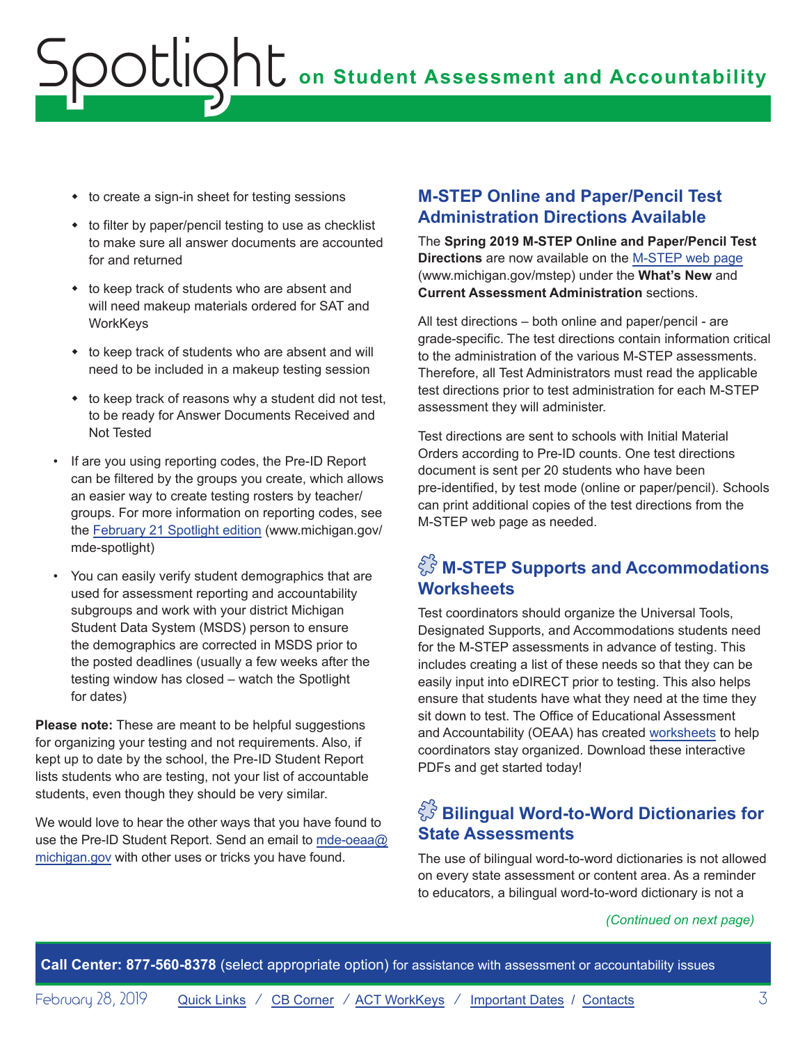- to create a sign-in sheet for testing sessions
- to filter by paper/pencil testing to use as checklist to make sure all answer documents are accounted for and returned
- to keep track of students who are absent and will need makeup materials ordered for SAT and WorkKeys
- to keep track of students who are absent and will need to be included in a makeup testing session
- to keep track of reasons why a student did not test, to be ready for Answer Documents Received and Not Tested

- If are you using reporting codes, the Pre-ID Report can be filtered by the groups you create, which allows an easier way to create testing rosters by teacher/groups. For more information on reporting codes, see the February 21 Spotlight edition (www.michigan.gov/mde-spotlight)
- You can easily verify student demographics that are used for assessment reporting and accountability subgroups and work with your district Michigan Student Data System (MSDS) person to ensure the demographics are corrected in MSDS prior to the posted deadlines (usually a few weeks after the testing window has closed – watch the Spotlight for dates)

**Please note:** These are meant to be helpful suggestions for organizing your testing and not requirements. Also, if kept up to date by the school, the Pre-ID Student Report lists students who are testing, not your list of accountable students, even though they should be very similar.

We would love to hear the other ways that you have found to use the Pre-ID Student Report. Send an email to mde-oeaa@michigan.gov with other uses or tricks you have found.

## M-STEP Online and Paper/Pencil Test Administration Directions Available

The **Spring 2019 M-STEP Online and Paper/Pencil Test Directions** are now available on the M-STEP web page (www.michigan.gov/mstep) under the **What's New** and **Current Assessment Administration** sections.

All test directions – both online and paper/pencil - are grade-specific. The test directions contain information critical to the administration of the various M-STEP assessments. Therefore, all Test Administrators must read the applicable test directions prior to test administration for each M-STEP assessment they will administer.

Test directions are sent to schools with Initial Material Orders according to Pre-ID counts. One test directions document is sent per 20 students who have been pre-identified, by test mode (online or paper/pencil). Schools can print additional copies of the test directions from the M-STEP web page as needed.

## M-STEP Supports and Accommodations Worksheets

Test coordinators should organize the Universal Tools, Designated Supports, and Accommodations students need for the M-STEP assessments in advance of testing. This includes creating a list of these needs so that they can be easily input into eDIRECT prior to testing. This also helps ensure that students have what they need at the time they sit down to test. The Office of Educational Assessment and Accountability (OEAA) has created worksheets to help coordinators stay organized. Download these interactive PDFs and get started today!

## Bilingual Word-to-Word Dictionaries for State Assessments

The use of bilingual word-to-word dictionaries is not allowed on every state assessment or content area. As a reminder to educators, a bilingual word-to-word dictionary is not a

*(Continued on next page)*

**Call Center: 877-560-8378** (select appropriate option) for assistance with assessment or accountability issues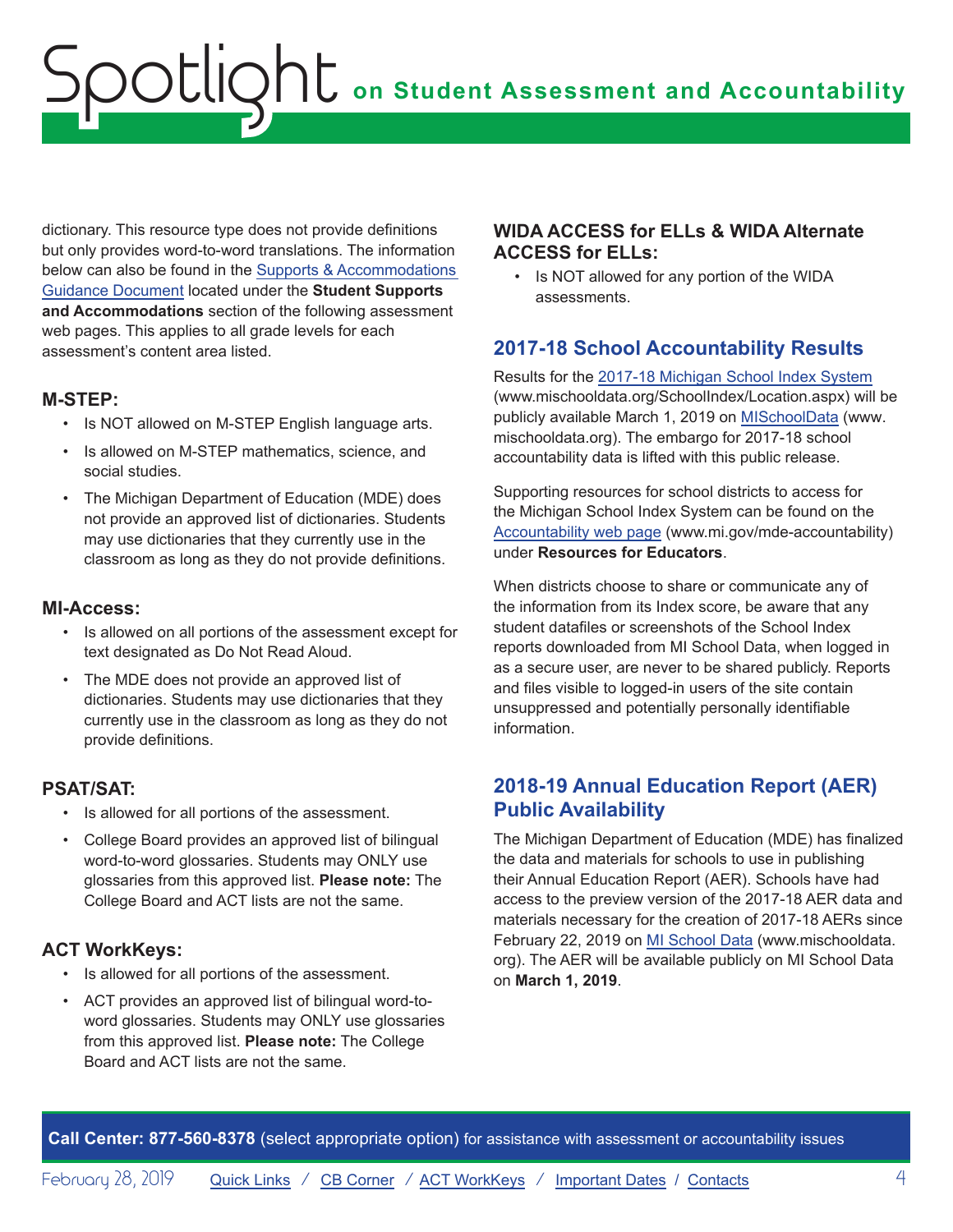dictionary. This resource type does not provide definitions but only provides word-to-word translations. The information below can also be found in the Supports & Accommodations Guidance Document located under the **Student Supports and Accommodations** section of the following assessment web pages. This applies to all grade levels for each assessment's content area listed.

### M-STEP:

- Is NOT allowed on M-STEP English language arts.
- Is allowed on M-STEP mathematics, science, and social studies.
- The Michigan Department of Education (MDE) does not provide an approved list of dictionaries. Students may use dictionaries that they currently use in the classroom as long as they do not provide definitions.

### MI-Access:

- Is allowed on all portions of the assessment except for text designated as Do Not Read Aloud.
- The MDE does not provide an approved list of dictionaries. Students may use dictionaries that they currently use in the classroom as long as they do not provide definitions.

### PSAT/SAT:

- Is allowed for all portions of the assessment.
- College Board provides an approved list of bilingual word-to-word glossaries. Students may ONLY use glossaries from this approved list. **Please note:** The College Board and ACT lists are not the same.

### ACT WorkKeys:

- Is allowed for all portions of the assessment.
- ACT provides an approved list of bilingual word-to-word glossaries. Students may ONLY use glossaries from this approved list. **Please note:** The College Board and ACT lists are not the same.

### WIDA ACCESS for ELLs & WIDA Alternate ACCESS for ELLs:

- Is NOT allowed for any portion of the WIDA assessments.

## 2017-18 School Accountability Results

Results for the 2017-18 Michigan School Index System (www.mischooldata.org/SchoolIndex/Location.aspx) will be publicly available March 1, 2019 on MISchoolData (www.mischooldata.org). The embargo for 2017-18 school accountability data is lifted with this public release.

Supporting resources for school districts to access for the Michigan School Index System can be found on the Accountability web page (www.mi.gov/mde-accountability) under **Resources for Educators**.

When districts choose to share or communicate any of the information from its Index score, be aware that any student datafiles or screenshots of the School Index reports downloaded from MI School Data, when logged in as a secure user, are never to be shared publicly. Reports and files visible to logged-in users of the site contain unsuppressed and potentially personally identifiable information.

## 2018-19 Annual Education Report (AER) Public Availability

The Michigan Department of Education (MDE) has finalized the data and materials for schools to use in publishing their Annual Education Report (AER). Schools have had access to the preview version of the 2017-18 AER data and materials necessary for the creation of 2017-18 AERs since February 22, 2019 on MI School Data (www.mischooldata.org). The AER will be available publicly on MI School Data on **March 1, 2019**.

**Call Center: 877-560-8378** (select appropriate option) for assistance with assessment or accountability issues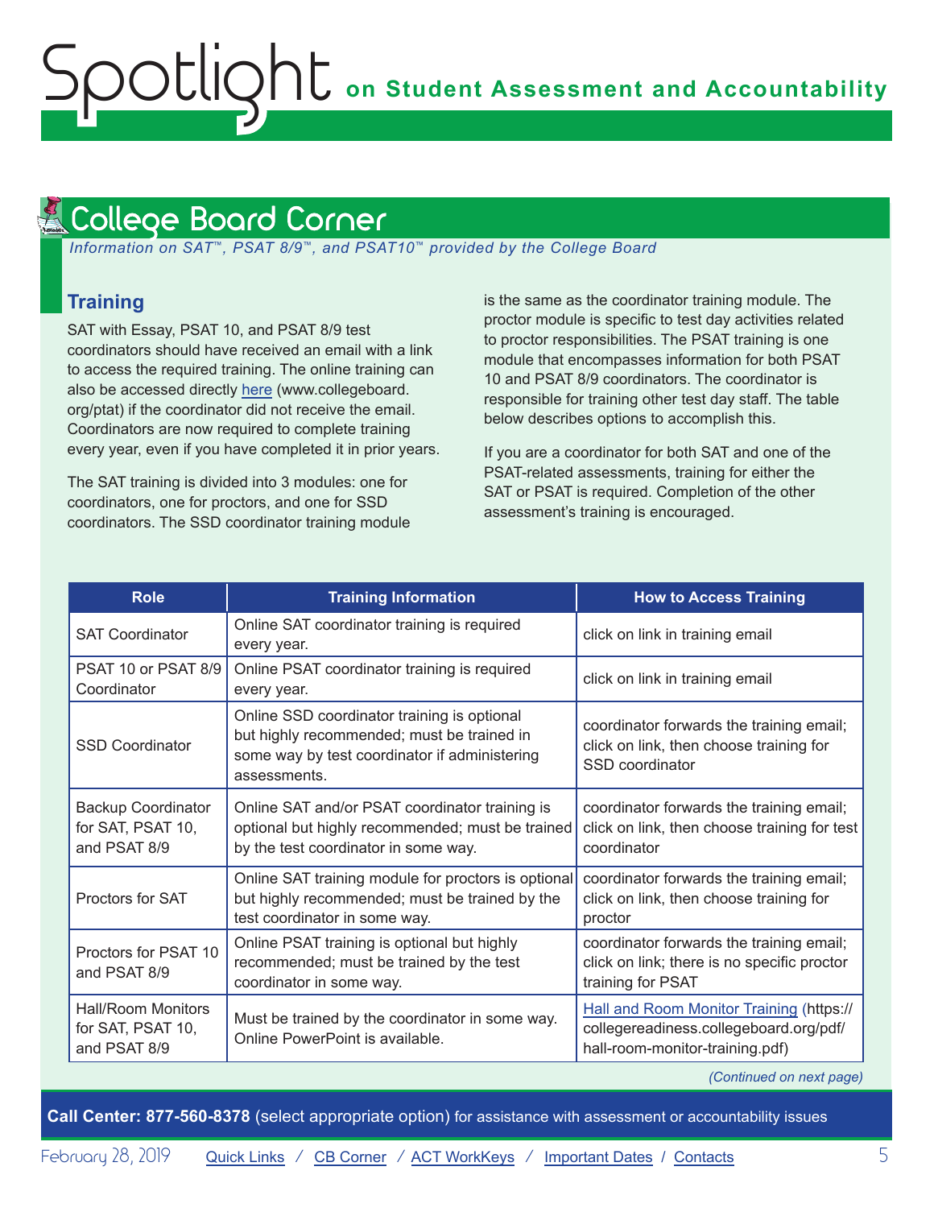## College Board Corner

*Information on SAT™, PSAT 8/9™, and PSAT10™ provided by the College Board*

### Training

SAT with Essay, PSAT 10, and PSAT 8/9 test coordinators should have received an email with a link to access the required training. The online training can also be accessed directly [here](www.collegeboard.org/ptat) (www.collegeboard.org/ptat) if the coordinator did not receive the email. Coordinators are now required to complete training every year, even if you have completed it in prior years.

The SAT training is divided into 3 modules: one for coordinators, one for proctors, and one for SSD coordinators. The SSD coordinator training module is the same as the coordinator training module. The proctor module is specific to test day activities related to proctor responsibilities. The PSAT training is one module that encompasses information for both PSAT 10 and PSAT 8/9 coordinators. The coordinator is responsible for training other test day staff. The table below describes options to accomplish this.

If you are a coordinator for both SAT and one of the PSAT-related assessments, training for either the SAT or PSAT is required. Completion of the other assessment's training is encouraged.

| Role | Training Information | How to Access Training |
|---|---|---|
| SAT Coordinator | Online SAT coordinator training is required every year. | click on link in training email |
| PSAT 10 or PSAT 8/9 Coordinator | Online PSAT coordinator training is required every year. | click on link in training email |
| SSD Coordinator | Online SSD coordinator training is optional but highly recommended; must be trained in some way by test coordinator if administering assessments. | coordinator forwards the training email; click on link, then choose training for SSD coordinator |
| Backup Coordinator for SAT, PSAT 10, and PSAT 8/9 | Online SAT and/or PSAT coordinator training is optional but highly recommended; must be trained by the test coordinator in some way. | coordinator forwards the training email; click on link, then choose training for test coordinator |
| Proctors for SAT | Online SAT training module for proctors is optional but highly recommended; must be trained by the test coordinator in some way. | coordinator forwards the training email; click on link, then choose training for proctor |
| Proctors for PSAT 10 and PSAT 8/9 | Online PSAT training is optional but highly recommended; must be trained by the test coordinator in some way. | coordinator forwards the training email; click on link; there is no specific proctor training for PSAT |
| Hall/Room Monitors for SAT, PSAT 10, and PSAT 8/9 | Must be trained by the coordinator in some way. Online PowerPoint is available. | [Hall and Room Monitor Training](https://collegereadiness.collegeboard.org/pdf/hall-room-monitor-training.pdf) (https://collegereadiness.collegeboard.org/pdf/hall-room-monitor-training.pdf) |

*(Continued on next page)*

**Call Center: 877-560-8378** (select appropriate option) for assistance with assessment or accountability issues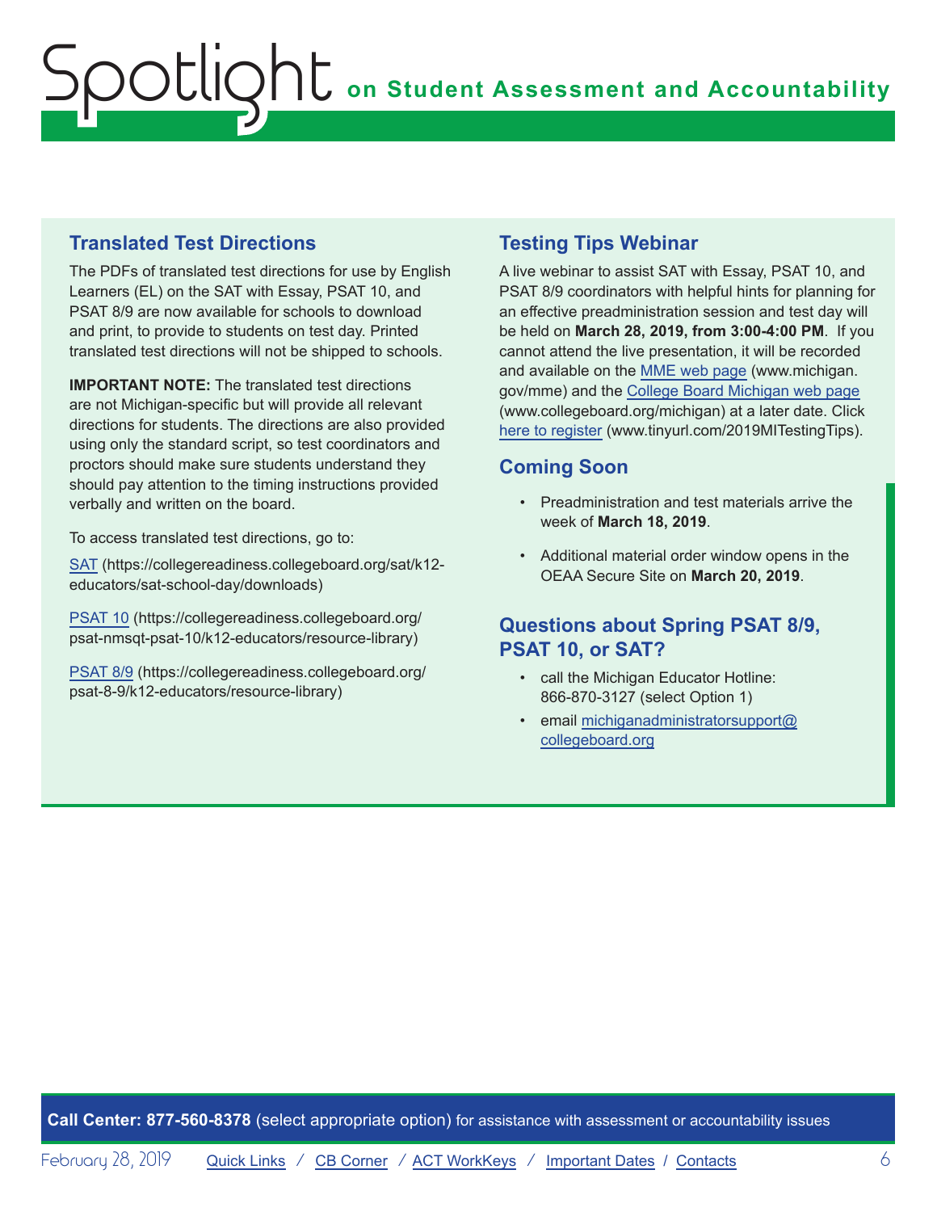# Spotlight on Student Assessment and Accountability

## Translated Test Directions

The PDFs of translated test directions for use by English Learners (EL) on the SAT with Essay, PSAT 10, and PSAT 8/9 are now available for schools to download and print, to provide to students on test day. Printed translated test directions will not be shipped to schools.

**IMPORTANT NOTE:** The translated test directions are not Michigan-specific but will provide all relevant directions for students. The directions are also provided using only the standard script, so test coordinators and proctors should make sure students understand they should pay attention to the timing instructions provided verbally and written on the board.

To access translated test directions, go to:

[SAT](https://collegereadiness.collegeboard.org/sat/k12-educators/sat-school-day/downloads) (https://collegereadiness.collegeboard.org/sat/k12-educators/sat-school-day/downloads)

[PSAT 10](https://collegereadiness.collegeboard.org/psat-nmsqt-psat-10/k12-educators/resource-library) (https://collegereadiness.collegeboard.org/psat-nmsqt-psat-10/k12-educators/resource-library)

[PSAT 8/9](https://collegereadiness.collegeboard.org/psat-8-9/k12-educators/resource-library) (https://collegereadiness.collegeboard.org/psat-8-9/k12-educators/resource-library)

## Testing Tips Webinar

A live webinar to assist SAT with Essay, PSAT 10, and PSAT 8/9 coordinators with helpful hints for planning for an effective preadministration session and test day will be held on **March 28, 2019, from 3:00-4:00 PM**. If you cannot attend the live presentation, it will be recorded and available on the [MME web page](www.michigan.gov/mme) (www.michigan.gov/mme) and the [College Board Michigan web page](www.collegeboard.org/michigan) (www.collegeboard.org/michigan) at a later date. Click [here to register](www.tinyurl.com/2019MITestingTips) (www.tinyurl.com/2019MITestingTips).

## Coming Soon

- Preadministration and test materials arrive the week of **March 18, 2019**.
- Additional material order window opens in the OEAA Secure Site on **March 20, 2019**.

## Questions about Spring PSAT 8/9, PSAT 10, or SAT?

- call the Michigan Educator Hotline: 866-870-3127 (select Option 1)
- email michiganadministratorsupport@collegeboard.org

**Call Center: 877-560-8378** (select appropriate option) for assistance with assessment or accountability issues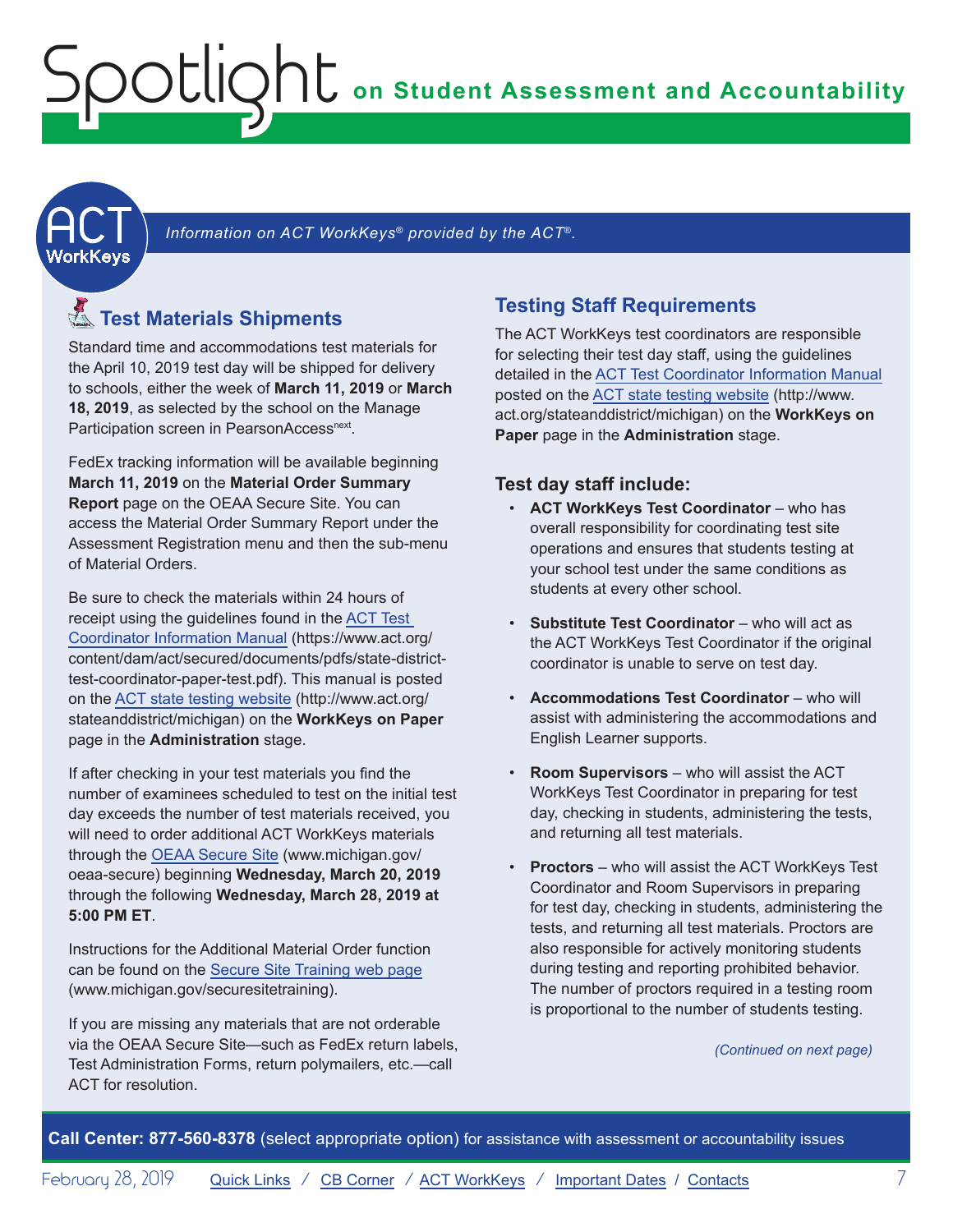*Information on ACT WorkKeys® provided by the ACT®.*

## Test Materials Shipments

Standard time and accommodations test materials for the April 10, 2019 test day will be shipped for delivery to schools, either the week of **March 11, 2019** or **March 18, 2019**, as selected by the school on the Manage Participation screen in PearsonAccess[next].

FedEx tracking information will be available beginning **March 11, 2019** on the **Material Order Summary Report** page on the OEAA Secure Site. You can access the Material Order Summary Report under the Assessment Registration menu and then the sub-menu of Material Orders.

Be sure to check the materials within 24 hours of receipt using the guidelines found in the ACT Test Coordinator Information Manual (https://www.act.org/content/dam/act/secured/documents/pdfs/state-district-test-coordinator-paper-test.pdf). This manual is posted on the ACT state testing website (http://www.act.org/stateanddistrict/michigan) on the **WorkKeys on Paper** page in the **Administration** stage.

If after checking in your test materials you find the number of examinees scheduled to test on the initial test day exceeds the number of test materials received, you will need to order additional ACT WorkKeys materials through the OEAA Secure Site (www.michigan.gov/oeaa-secure) beginning **Wednesday, March 20, 2019** through the following **Wednesday, March 28, 2019 at 5:00 PM ET**.

Instructions for the Additional Material Order function can be found on the Secure Site Training web page (www.michigan.gov/securesitetraining).

If you are missing any materials that are not orderable via the OEAA Secure Site—such as FedEx return labels, Test Administration Forms, return polymailers, etc.—call ACT for resolution.

## Testing Staff Requirements

The ACT WorkKeys test coordinators are responsible for selecting their test day staff, using the guidelines detailed in the ACT Test Coordinator Information Manual posted on the ACT state testing website (http://www.act.org/stateanddistrict/michigan) on the **WorkKeys on Paper** page in the **Administration** stage.

### Test day staff include:

- **ACT WorkKeys Test Coordinator** – who has overall responsibility for coordinating test site operations and ensures that students testing at your school test under the same conditions as students at every other school.
- **Substitute Test Coordinator** – who will act as the ACT WorkKeys Test Coordinator if the original coordinator is unable to serve on test day.
- **Accommodations Test Coordinator** – who will assist with administering the accommodations and English Learner supports.
- **Room Supervisors** – who will assist the ACT WorkKeys Test Coordinator in preparing for test day, checking in students, administering the tests, and returning all test materials.
- **Proctors** – who will assist the ACT WorkKeys Test Coordinator and Room Supervisors in preparing for test day, checking in students, administering the tests, and returning all test materials. Proctors are also responsible for actively monitoring students during testing and reporting prohibited behavior. The number of proctors required in a testing room is proportional to the number of students testing.

*(Continued on next page)*

**Call Center: 877-560-8378** (select appropriate option) for assistance with assessment or accountability issues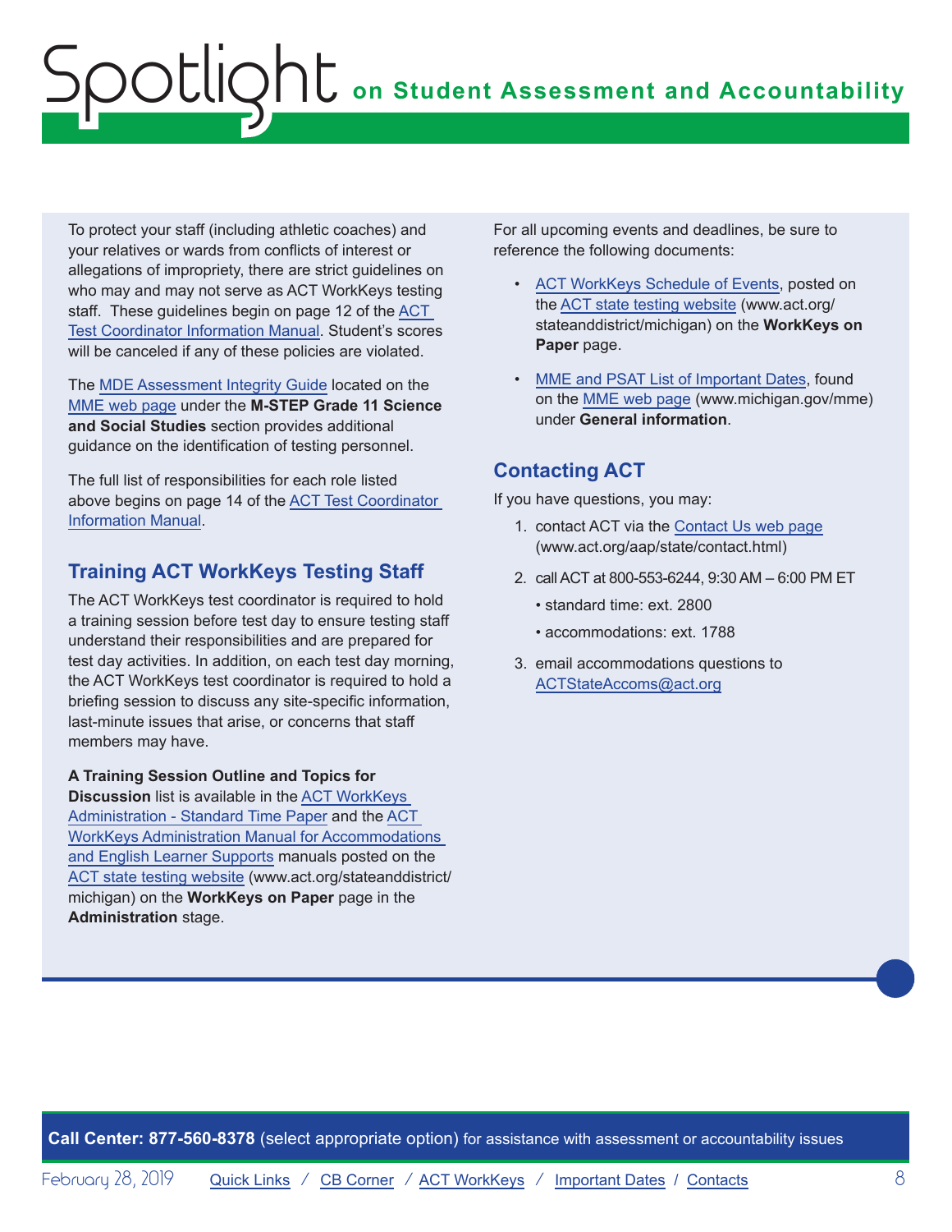To protect your staff (including athletic coaches) and your relatives or wards from conflicts of interest or allegations of impropriety, there are strict guidelines on who may and may not serve as ACT WorkKeys testing staff. These guidelines begin on page 12 of the ACT Test Coordinator Information Manual. Student's scores will be canceled if any of these policies are violated.

The MDE Assessment Integrity Guide located on the MME web page under the **M-STEP Grade 11 Science and Social Studies** section provides additional guidance on the identification of testing personnel.

The full list of responsibilities for each role listed above begins on page 14 of the ACT Test Coordinator Information Manual.

## Training ACT WorkKeys Testing Staff

The ACT WorkKeys test coordinator is required to hold a training session before test day to ensure testing staff understand their responsibilities and are prepared for test day activities. In addition, on each test day morning, the ACT WorkKeys test coordinator is required to hold a briefing session to discuss any site-specific information, last-minute issues that arise, or concerns that staff members may have.

**A Training Session Outline and Topics for Discussion** list is available in the ACT WorkKeys Administration - Standard Time Paper and the ACT WorkKeys Administration Manual for Accommodations and English Learner Supports manuals posted on the ACT state testing website (www.act.org/stateanddistrict/michigan) on the **WorkKeys on Paper** page in the **Administration** stage.

For all upcoming events and deadlines, be sure to reference the following documents:

- ACT WorkKeys Schedule of Events, posted on the ACT state testing website (www.act.org/stateanddistrict/michigan) on the **WorkKeys on Paper** page.
- MME and PSAT List of Important Dates, found on the MME web page (www.michigan.gov/mme) under **General information**.

## Contacting ACT

If you have questions, you may:

1. contact ACT via the Contact Us web page (www.act.org/aap/state/contact.html)
2. call ACT at 800-553-6244, 9:30 AM – 6:00 PM ET
   - standard time: ext. 2800
   - accommodations: ext. 1788
3. email accommodations questions to ACTStateAccoms@act.org

**Call Center: 877-560-8378** (select appropriate option) for assistance with assessment or accountability issues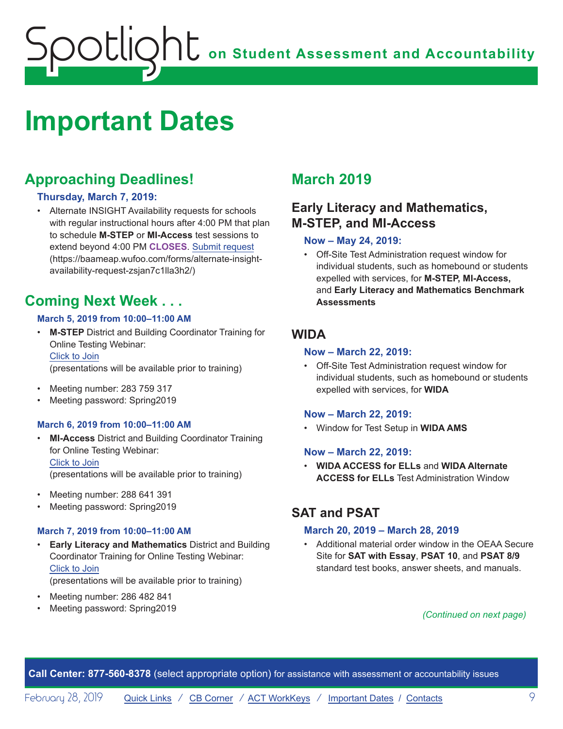# Important Dates

## Approaching Deadlines!

### Thursday, March 7, 2019:

- Alternate INSIGHT Availability requests for schools with regular instructional hours after 4:00 PM that plan to schedule **M-STEP** or **MI-Access** test sessions to extend beyond 4:00 PM **CLOSES**. Submit request (https://baameap.wufoo.com/forms/alternate-insight-availability-request-zsjan7c1lla3h2/)

## Coming Next Week . . .

### March 5, 2019 from 10:00–11:00 AM

- **M-STEP** District and Building Coordinator Training for Online Testing Webinar:
  Click to Join
  (presentations will be available prior to training)
- Meeting number: 283 759 317
- Meeting password: Spring2019

### March 6, 2019 from 10:00–11:00 AM

- **MI-Access** District and Building Coordinator Training for Online Testing Webinar:
  Click to Join
  (presentations will be available prior to training)
- Meeting number: 288 641 391
- Meeting password: Spring2019

### March 7, 2019 from 10:00–11:00 AM

- **Early Literacy and Mathematics** District and Building Coordinator Training for Online Testing Webinar:
  Click to Join
  (presentations will be available prior to training)
- Meeting number: 286 482 841
- Meeting password: Spring2019

## March 2019

### Early Literacy and Mathematics, M-STEP, and MI-Access

#### Now – May 24, 2019:

- Off-Site Test Administration request window for individual students, such as homebound or students expelled with services, for **M-STEP, MI-Access,** and **Early Literacy and Mathematics Benchmark Assessments**

### WIDA

#### Now – March 22, 2019:

- Off-Site Test Administration request window for individual students, such as homebound or students expelled with services, for **WIDA**

#### Now – March 22, 2019:

- Window for Test Setup in **WIDA AMS**

#### Now – March 22, 2019:

- **WIDA ACCESS for ELLs** and **WIDA Alternate ACCESS for ELLs** Test Administration Window

### SAT and PSAT

#### March 20, 2019 – March 28, 2019

- Additional material order window in the OEAA Secure Site for **SAT with Essay**, **PSAT 10**, and **PSAT 8/9** standard test books, answer sheets, and manuals.

*(Continued on next page)*

**Call Center: 877-560-8378** (select appropriate option) for assistance with assessment or accountability issues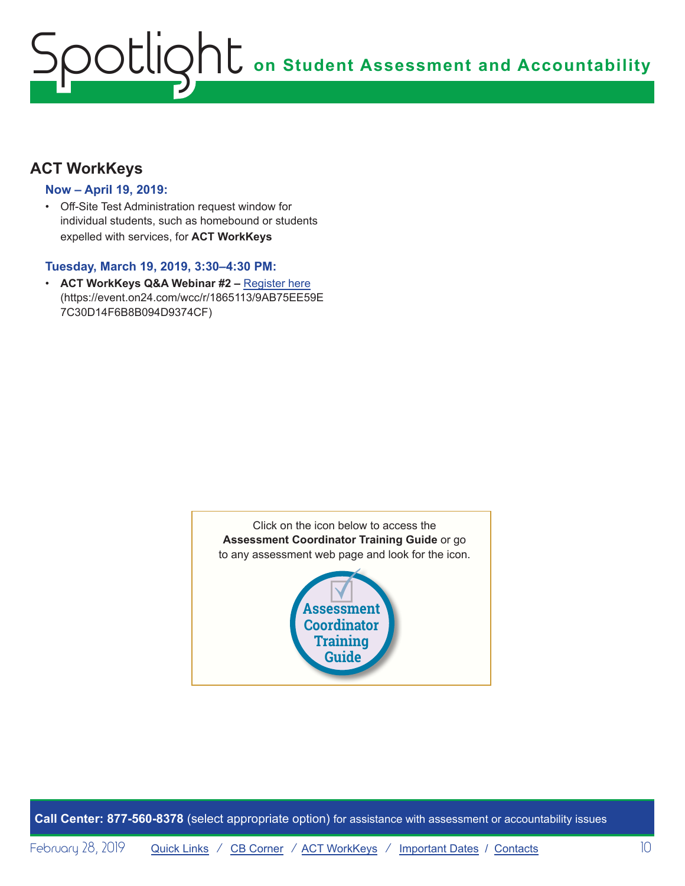## ACT WorkKeys

### Now – April 19, 2019:

- Off-Site Test Administration request window for individual students, such as homebound or students expelled with services, for **ACT WorkKeys**

### Tuesday, March 19, 2019, 3:30–4:30 PM:

- **ACT WorkKeys Q&A Webinar #2 –** Register here (https://event.on24.com/wcc/r/1865113/9AB75EE59E7C30D14F6B8B094D9374CF)

Click on the icon below to access the **Assessment Coordinator Training Guide** or go to any assessment web page and look for the icon.

Assessment Coordinator Training Guide

**Call Center: 877-560-8378** (select appropriate option) for assistance with assessment or accountability issues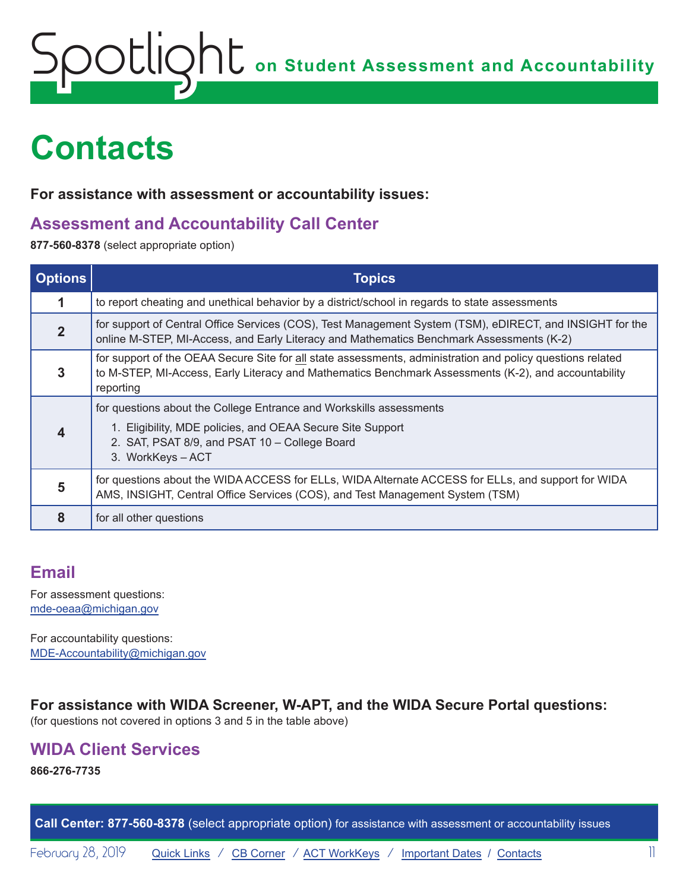# Contacts

**For assistance with assessment or accountability issues:**

## Assessment and Accountability Call Center

**877-560-8378** (select appropriate option)

| Options | Topics |
|---|---|
| **1** | to report cheating and unethical behavior by a district/school in regards to state assessments |
| **2** | for support of Central Office Services (COS), Test Management System (TSM), eDIRECT, and INSIGHT for the online M-STEP, MI-Access, and Early Literacy and Mathematics Benchmark Assessments (K-2) |
| **3** | for support of the OEAA Secure Site for all state assessments, administration and policy questions related to M-STEP, MI-Access, Early Literacy and Mathematics Benchmark Assessments (K-2), and accountability reporting |
| **4** | for questions about the College Entrance and Workskills assessments<br>1. Eligibility, MDE policies, and OEAA Secure Site Support<br>2. SAT, PSAT 8/9, and PSAT 10 – College Board<br>3. WorkKeys – ACT |
| **5** | for questions about the WIDA ACCESS for ELLs, WIDA Alternate ACCESS for ELLs, and support for WIDA AMS, INSIGHT, Central Office Services (COS), and Test Management System (TSM) |
| **8** | for all other questions |

## Email

For assessment questions:
mde-oeaa@michigan.gov

For accountability questions:
MDE-Accountability@michigan.gov

**For assistance with WIDA Screener, W-APT, and the WIDA Secure Portal questions:**
(for questions not covered in options 3 and 5 in the table above)

## WIDA Client Services

**866-276-7735**

**Call Center: 877-560-8378** (select appropriate option) for assistance with assessment or accountability issues